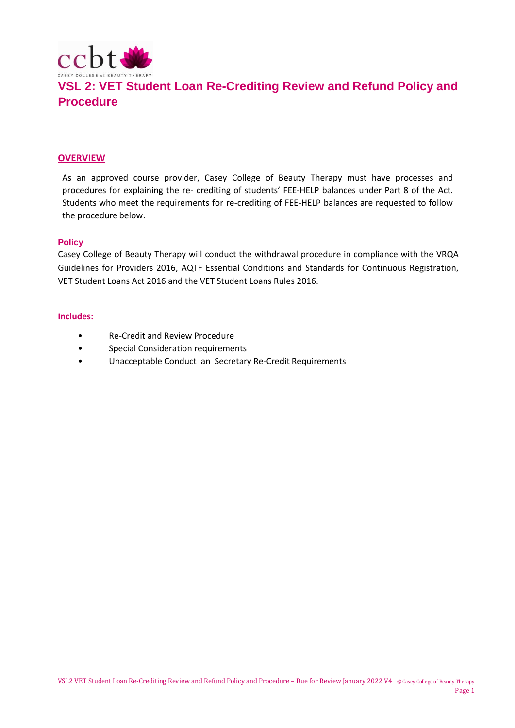# VSL 2: VET Student Loan Re-Crediting Review and Refund Policy and Procedure

## OVERVIEW

As an approved course provider, Casey College of Beauty Therapy must have processes and procedures for explaining the re- crediting of students' FEE-HELP balances under Part 8 of the Act. Students who meet the requirements for re-crediting of FEE-HELP balances are requested to follow the procedure below.

### Policy

Casey College of Beauty Therapy will conduct the withdrawal procedure in compliance with the VRQA Guidelines for Providers 2016, AQTF Essential Conditions and Standards for Continuous Registration, VET Student Loans Act 2016 and the VET Student Loans Rules 2016.

### Includes:

- Re-Credit and Review Procedure
- Special Consideration requirements
- Unacceptable Conduct an Secretary Re-Credit Requirements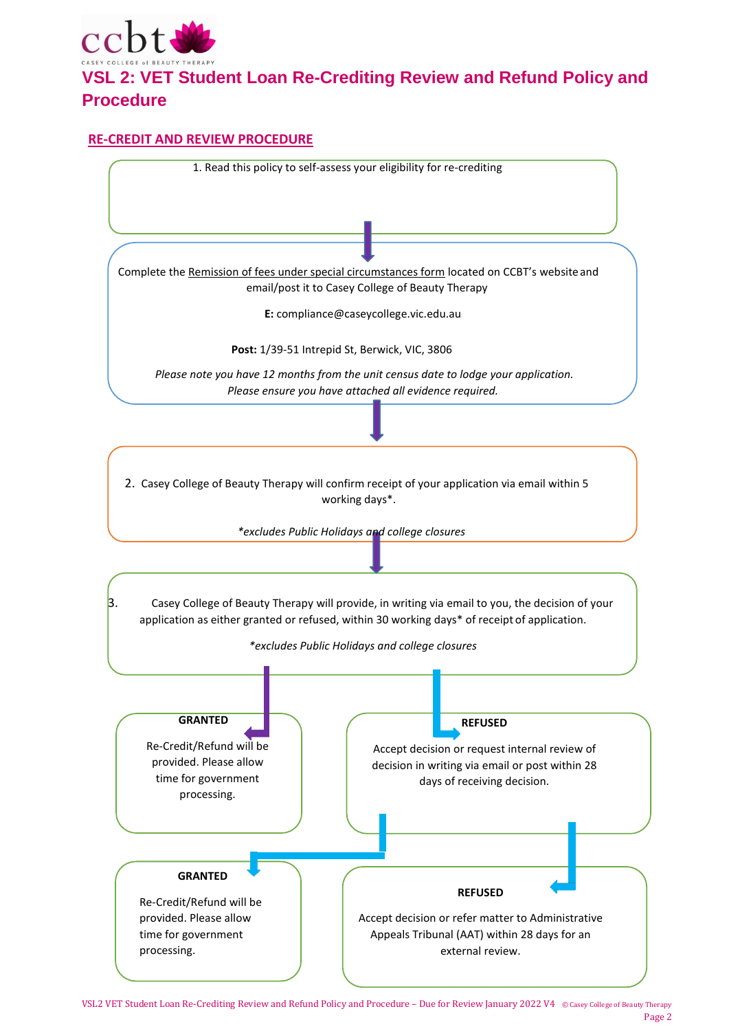# VSL 2: VET Student Loan Re-Crediting Review and Refund Policy and Procedure

## RE-CREDIT AND REVIEW PROCEDURE

1. Read this policy to self-assess your eligibility for re-crediting

Complete the Remission of fees under special circumstances form located on CCBT's website and email/post it to Casey College of Beauty Therapy

**E:** compliance@caseycollege.vic.edu.au

**Post:** 1/39-51 Intrepid St, Berwick, VIC, 3806

*Please note you have 12 months from the unit census date to lodge your application. Please ensure you have attached all evidence required.*

2. Casey College of Beauty Therapy will confirm receipt of your application via email within 5 working days*.

*\*excludes Public Holidays and college closures*

3. Casey College of Beauty Therapy will provide, in writing via email to you, the decision of your application as either granted or refused, within 30 working days* of receipt of application.

*\*excludes Public Holidays and college closures*

**GRANTED**

Re-Credit/Refund will be provided. Please allow time for government processing.

**REFUSED**

Accept decision or request internal review of decision in writing via email or post within 28 days of receiving decision.

**GRANTED**

Re-Credit/Refund will be provided. Please allow time for government processing.

**REFUSED**

Accept decision or refer matter to Administrative Appeals Tribunal (AAT) within 28 days for an external review.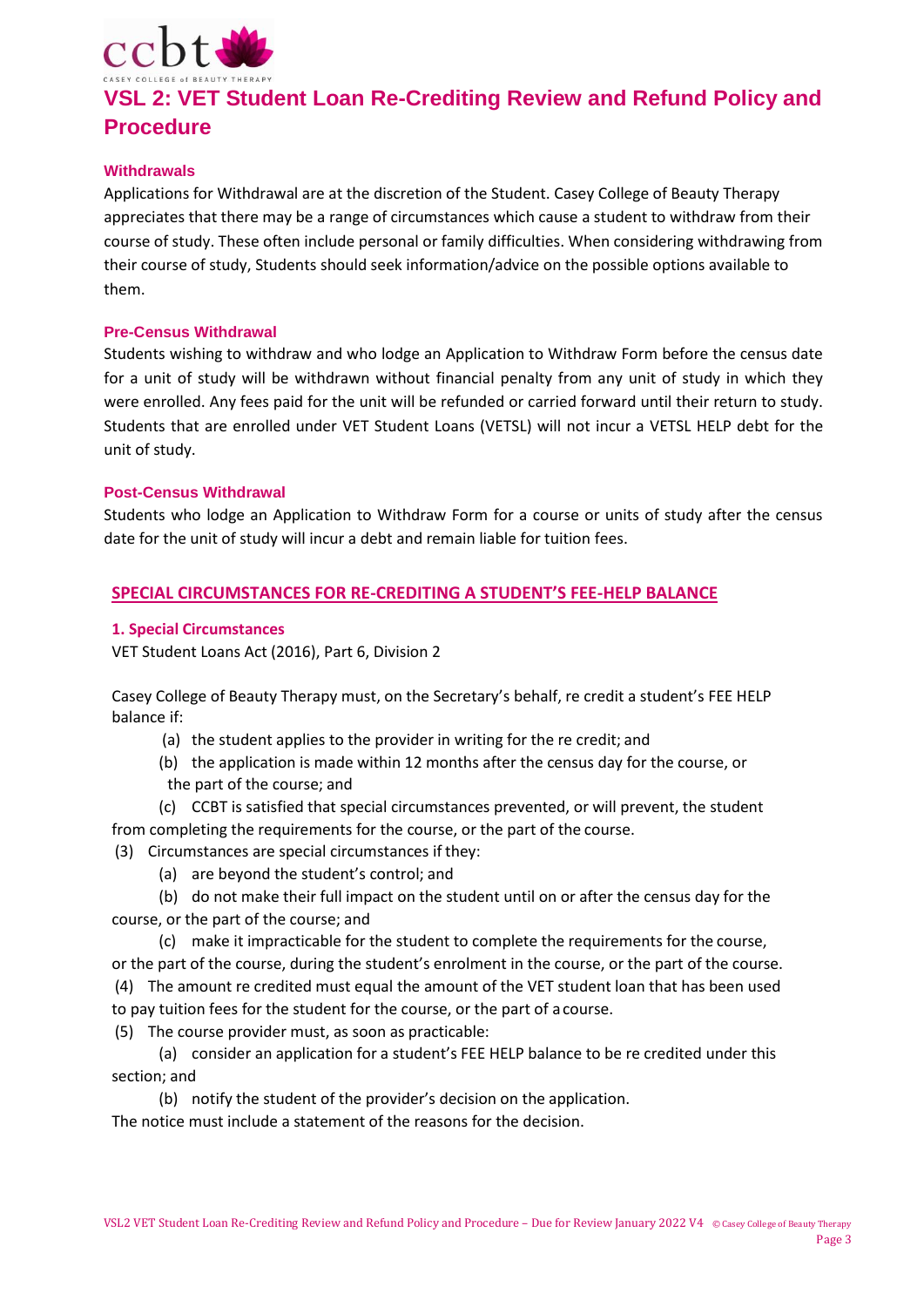# VSL 2: VET Student Loan Re-Crediting Review and Refund Policy and Procedure

### Withdrawals

Applications for Withdrawal are at the discretion of the Student. Casey College of Beauty Therapy appreciates that there may be a range of circumstances which cause a student to withdraw from their course of study. These often include personal or family difficulties. When considering withdrawing from their course of study, Students should seek information/advice on the possible options available to them.

### Pre-Census Withdrawal

Students wishing to withdraw and who lodge an Application to Withdraw Form before the census date for a unit of study will be withdrawn without financial penalty from any unit of study in which they were enrolled. Any fees paid for the unit will be refunded or carried forward until their return to study. Students that are enrolled under VET Student Loans (VETSL) will not incur a VETSL HELP debt for the unit of study.

### Post-Census Withdrawal

Students who lodge an Application to Withdraw Form for a course or units of study after the census date for the unit of study will incur a debt and remain liable for tuition fees.

## SPECIAL CIRCUMSTANCES FOR RE-CREDITING A STUDENT'S FEE-HELP BALANCE

### 1. Special Circumstances

VET Student Loans Act (2016), Part 6, Division 2

Casey College of Beauty Therapy must, on the Secretary's behalf, re credit a student's FEE HELP balance if:

(a) the student applies to the provider in writing for the re credit; and

(b) the application is made within 12 months after the census day for the course, or the part of the course; and

(c) CCBT is satisfied that special circumstances prevented, or will prevent, the student from completing the requirements for the course, or the part of the course.

(3) Circumstances are special circumstances if they:

(a) are beyond the student's control; and

(b) do not make their full impact on the student until on or after the census day for the course, or the part of the course; and

(c) make it impracticable for the student to complete the requirements for the course, or the part of the course, during the student's enrolment in the course, or the part of the course.

(4) The amount re credited must equal the amount of the VET student loan that has been used to pay tuition fees for the student for the course, or the part of a course.

(5) The course provider must, as soon as practicable:

(a) consider an application for a student's FEE HELP balance to be re credited under this section; and

(b) notify the student of the provider's decision on the application.

The notice must include a statement of the reasons for the decision.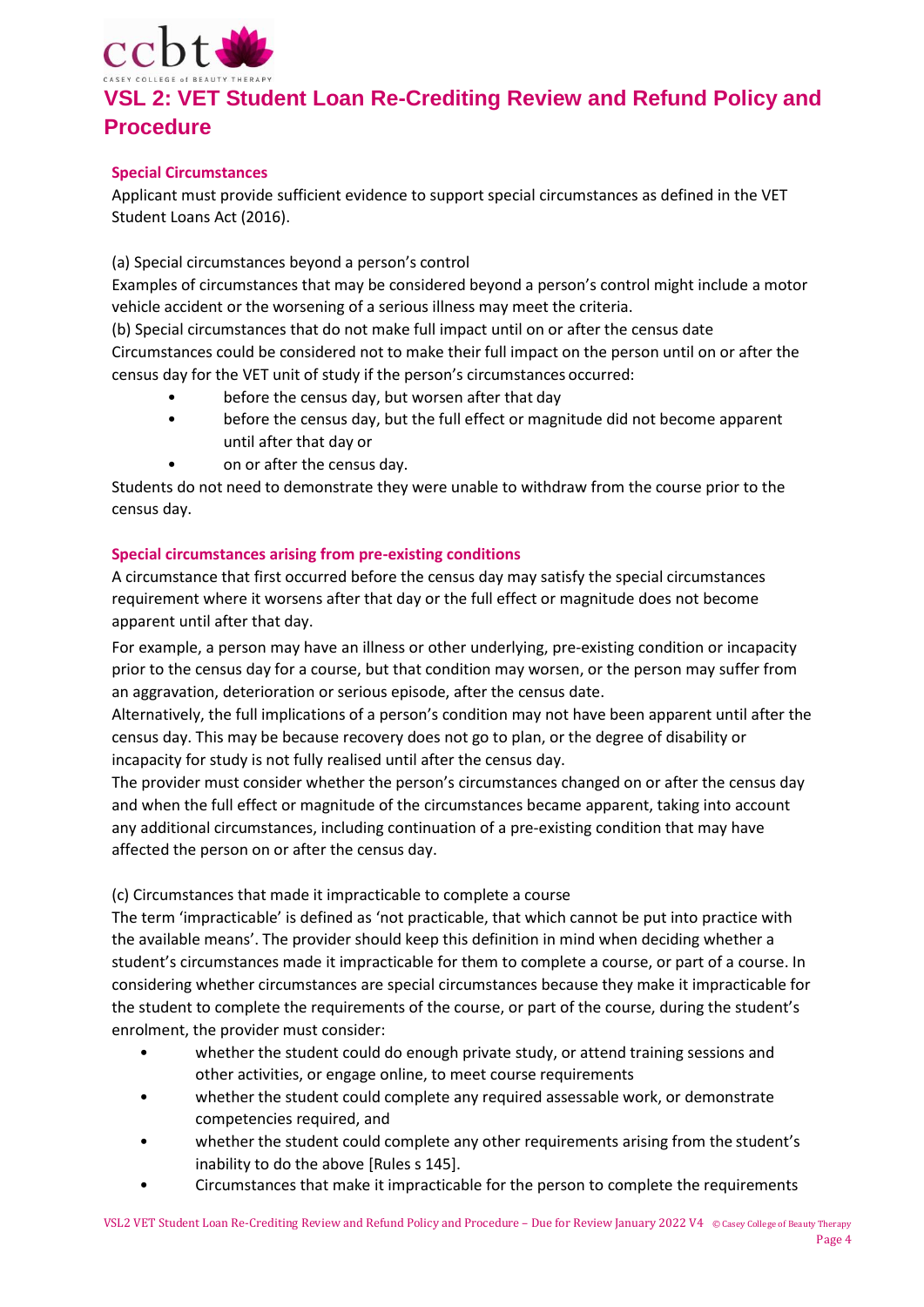# VSL 2: VET Student Loan Re-Crediting Review and Refund Policy and Procedure

**Special Circumstances**

Applicant must provide sufficient evidence to support special circumstances as defined in the VET Student Loans Act (2016).

(a) Special circumstances beyond a person's control

Examples of circumstances that may be considered beyond a person's control might include a motor vehicle accident or the worsening of a serious illness may meet the criteria.

(b) Special circumstances that do not make full impact until on or after the census date

Circumstances could be considered not to make their full impact on the person until on or after the census day for the VET unit of study if the person's circumstances occurred:

- before the census day, but worsen after that day
- before the census day, but the full effect or magnitude did not become apparent until after that day or
- on or after the census day.

Students do not need to demonstrate they were unable to withdraw from the course prior to the census day.

**Special circumstances arising from pre-existing conditions**

A circumstance that first occurred before the census day may satisfy the special circumstances requirement where it worsens after that day or the full effect or magnitude does not become apparent until after that day.

For example, a person may have an illness or other underlying, pre-existing condition or incapacity prior to the census day for a course, but that condition may worsen, or the person may suffer from an aggravation, deterioration or serious episode, after the census date.

Alternatively, the full implications of a person's condition may not have been apparent until after the census day. This may be because recovery does not go to plan, or the degree of disability or incapacity for study is not fully realised until after the census day.

The provider must consider whether the person's circumstances changed on or after the census day and when the full effect or magnitude of the circumstances became apparent, taking into account any additional circumstances, including continuation of a pre-existing condition that may have affected the person on or after the census day.

(c) Circumstances that made it impracticable to complete a course

The term 'impracticable' is defined as 'not practicable, that which cannot be put into practice with the available means'. The provider should keep this definition in mind when deciding whether a student's circumstances made it impracticable for them to complete a course, or part of a course. In considering whether circumstances are special circumstances because they make it impracticable for the student to complete the requirements of the course, or part of the course, during the student's enrolment, the provider must consider:

- whether the student could do enough private study, or attend training sessions and other activities, or engage online, to meet course requirements
- whether the student could complete any required assessable work, or demonstrate competencies required, and
- whether the student could complete any other requirements arising from the student's inability to do the above [Rules s 145].
- Circumstances that make it impracticable for the person to complete the requirements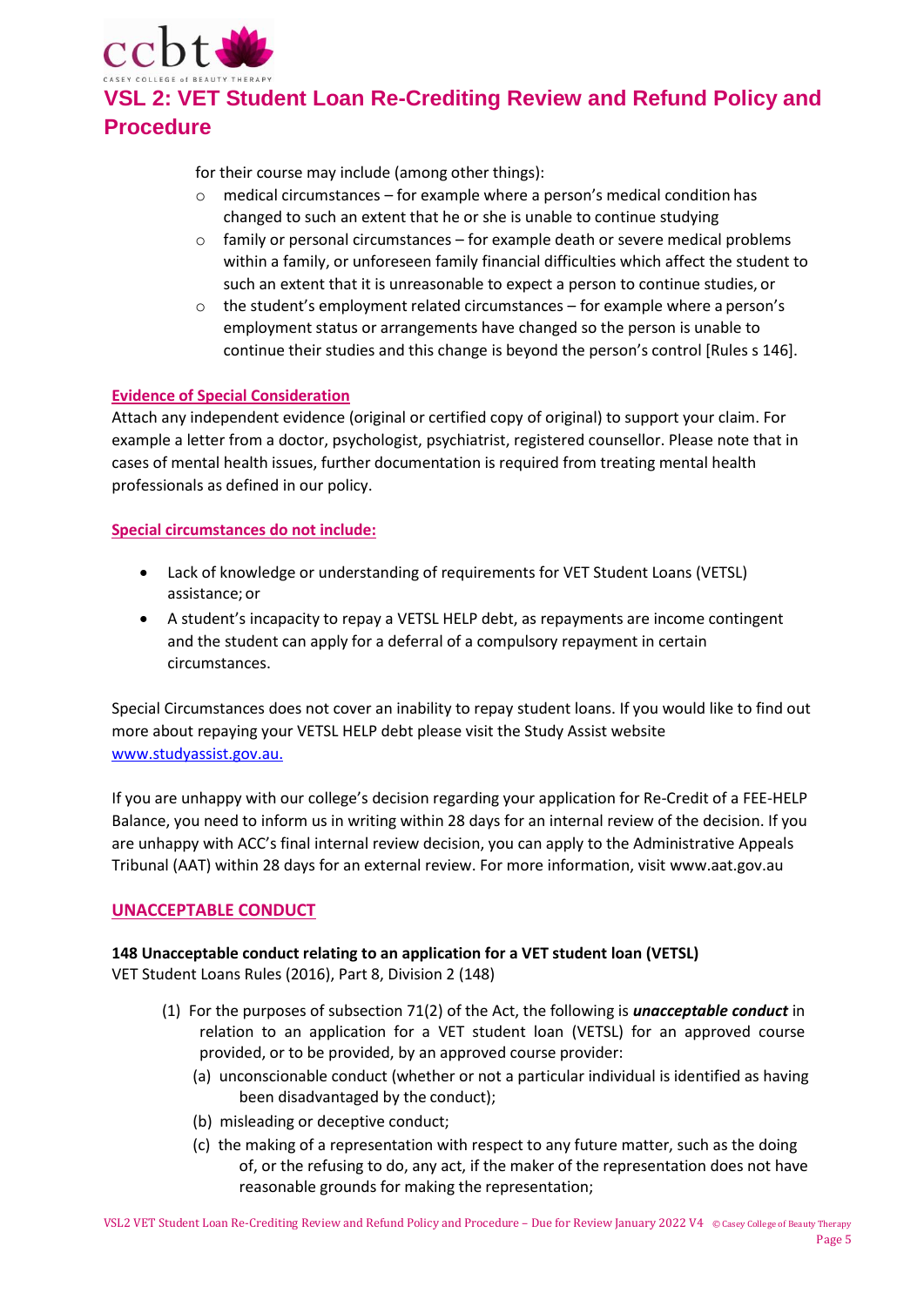for their course may include (among other things):

- medical circumstances – for example where a person's medical condition has changed to such an extent that he or she is unable to continue studying
- family or personal circumstances – for example death or severe medical problems within a family, or unforeseen family financial difficulties which affect the student to such an extent that it is unreasonable to expect a person to continue studies, or
- the student's employment related circumstances – for example where a person's employment status or arrangements have changed so the person is unable to continue their studies and this change is beyond the person's control [Rules s 146].

**Evidence of Special Consideration**

Attach any independent evidence (original or certified copy of original) to support your claim. For example a letter from a doctor, psychologist, psychiatrist, registered counsellor. Please note that in cases of mental health issues, further documentation is required from treating mental health professionals as defined in our policy.

**Special circumstances do not include:**

- Lack of knowledge or understanding of requirements for VET Student Loans (VETSL) assistance; or
- A student's incapacity to repay a VETSL HELP debt, as repayments are income contingent and the student can apply for a deferral of a compulsory repayment in certain circumstances.

Special Circumstances does not cover an inability to repay student loans. If you would like to find out more about repaying your VETSL HELP debt please visit the Study Assist website www.studyassist.gov.au.

If you are unhappy with our college's decision regarding your application for Re-Credit of a FEE-HELP Balance, you need to inform us in writing within 28 days for an internal review of the decision. If you are unhappy with ACC's final internal review decision, you can apply to the Administrative Appeals Tribunal (AAT) within 28 days for an external review. For more information, visit www.aat.gov.au

## UNACCEPTABLE CONDUCT

**148 Unacceptable conduct relating to an application for a VET student loan (VETSL)**
VET Student Loans Rules (2016), Part 8, Division 2 (148)

(1) For the purposes of subsection 71(2) of the Act, the following is ***unacceptable conduct*** in relation to an application for a VET student loan (VETSL) for an approved course provided, or to be provided, by an approved course provider:

(a) unconscionable conduct (whether or not a particular individual is identified as having been disadvantaged by the conduct);

(b) misleading or deceptive conduct;

(c) the making of a representation with respect to any future matter, such as the doing of, or the refusing to do, any act, if the maker of the representation does not have reasonable grounds for making the representation;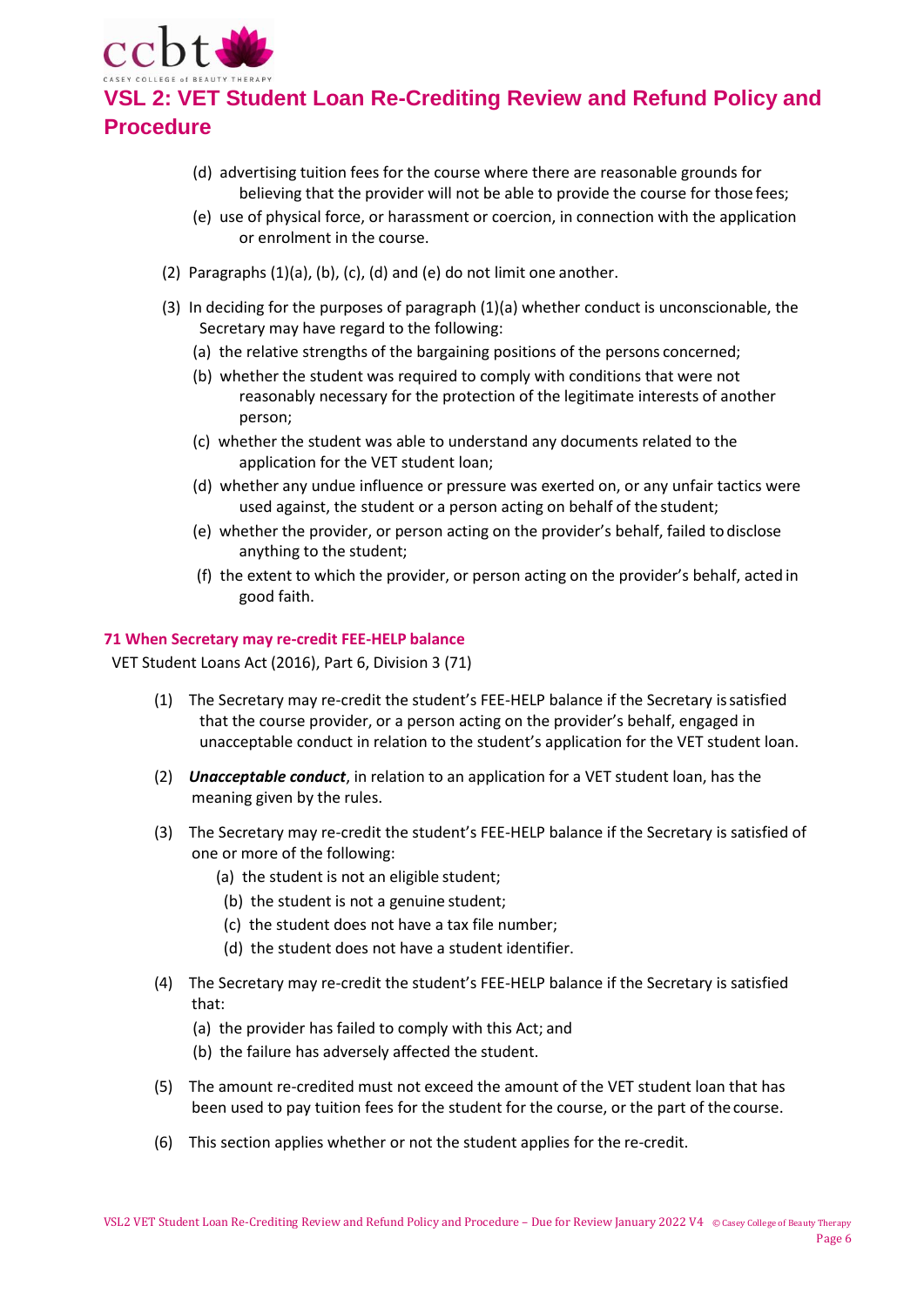(d) advertising tuition fees for the course where there are reasonable grounds for believing that the provider will not be able to provide the course for those fees;

(e) use of physical force, or harassment or coercion, in connection with the application or enrolment in the course.

(2) Paragraphs (1)(a), (b), (c), (d) and (e) do not limit one another.

(3) In deciding for the purposes of paragraph (1)(a) whether conduct is unconscionable, the Secretary may have regard to the following:

(a) the relative strengths of the bargaining positions of the persons concerned;

(b) whether the student was required to comply with conditions that were not reasonably necessary for the protection of the legitimate interests of another person;

(c) whether the student was able to understand any documents related to the application for the VET student loan;

(d) whether any undue influence or pressure was exerted on, or any unfair tactics were used against, the student or a person acting on behalf of the student;

(e) whether the provider, or person acting on the provider's behalf, failed to disclose anything to the student;

(f) the extent to which the provider, or person acting on the provider's behalf, acted in good faith.

### 71 When Secretary may re-credit FEE-HELP balance

VET Student Loans Act (2016), Part 6, Division 3 (71)

(1) The Secretary may re-credit the student's FEE-HELP balance if the Secretary is satisfied that the course provider, or a person acting on the provider's behalf, engaged in unacceptable conduct in relation to the student's application for the VET student loan.

(2) ***Unacceptable conduct***, in relation to an application for a VET student loan, has the meaning given by the rules.

(3) The Secretary may re-credit the student's FEE-HELP balance if the Secretary is satisfied of one or more of the following:

(a) the student is not an eligible student;

(b) the student is not a genuine student;

(c) the student does not have a tax file number;

(d) the student does not have a student identifier.

(4) The Secretary may re-credit the student's FEE-HELP balance if the Secretary is satisfied that:

(a) the provider has failed to comply with this Act; and

(b) the failure has adversely affected the student.

(5) The amount re-credited must not exceed the amount of the VET student loan that has been used to pay tuition fees for the student for the course, or the part of the course.

(6) This section applies whether or not the student applies for the re-credit.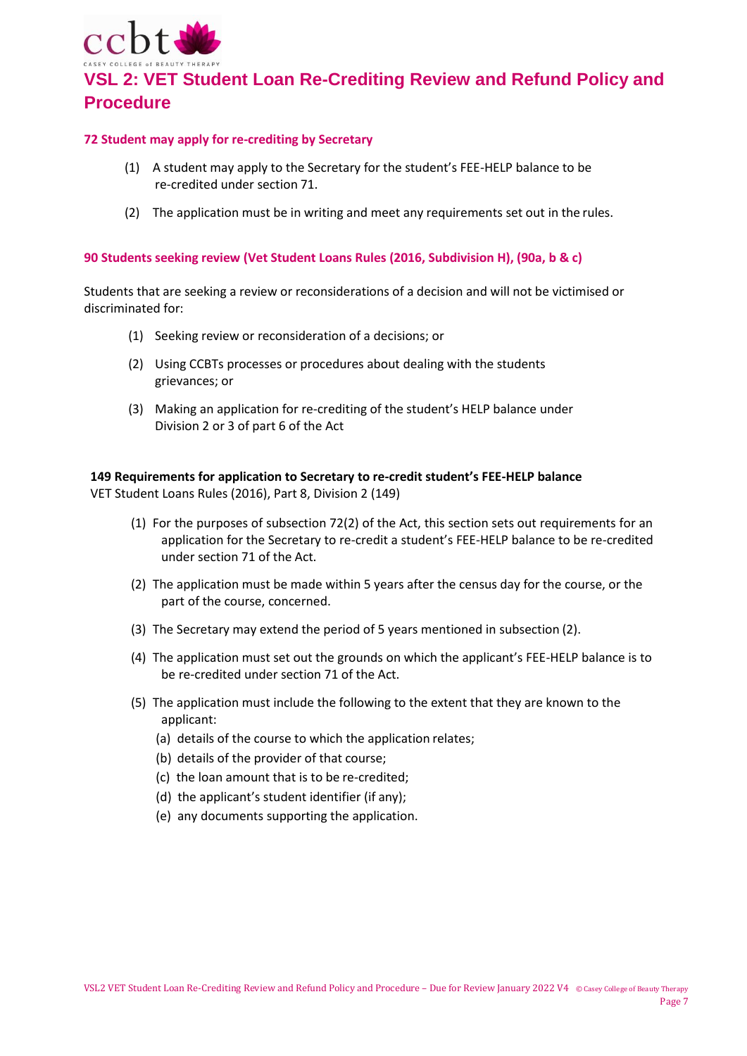# VSL 2: VET Student Loan Re-Crediting Review and Refund Policy and Procedure

### 72 Student may apply for re-crediting by Secretary

(1) A student may apply to the Secretary for the student's FEE-HELP balance to be re-credited under section 71.

(2) The application must be in writing and meet any requirements set out in the rules.

### 90 Students seeking review (Vet Student Loans Rules (2016, Subdivision H), (90a, b & c)

Students that are seeking a review or reconsiderations of a decision and will not be victimised or discriminated for:

(1) Seeking review or reconsideration of a decisions; or

(2) Using CCBTs processes or procedures about dealing with the students grievances; or

(3) Making an application for re-crediting of the student's HELP balance under Division 2 or 3 of part 6 of the Act

**149 Requirements for application to Secretary to re-credit student's FEE-HELP balance**
VET Student Loans Rules (2016), Part 8, Division 2 (149)

(1) For the purposes of subsection 72(2) of the Act, this section sets out requirements for an application for the Secretary to re-credit a student's FEE-HELP balance to be re-credited under section 71 of the Act.

(2) The application must be made within 5 years after the census day for the course, or the part of the course, concerned.

(3) The Secretary may extend the period of 5 years mentioned in subsection (2).

(4) The application must set out the grounds on which the applicant's FEE-HELP balance is to be re-credited under section 71 of the Act.

(5) The application must include the following to the extent that they are known to the applicant:
   (a) details of the course to which the application relates;
   (b) details of the provider of that course;
   (c) the loan amount that is to be re-credited;
   (d) the applicant's student identifier (if any);
   (e) any documents supporting the application.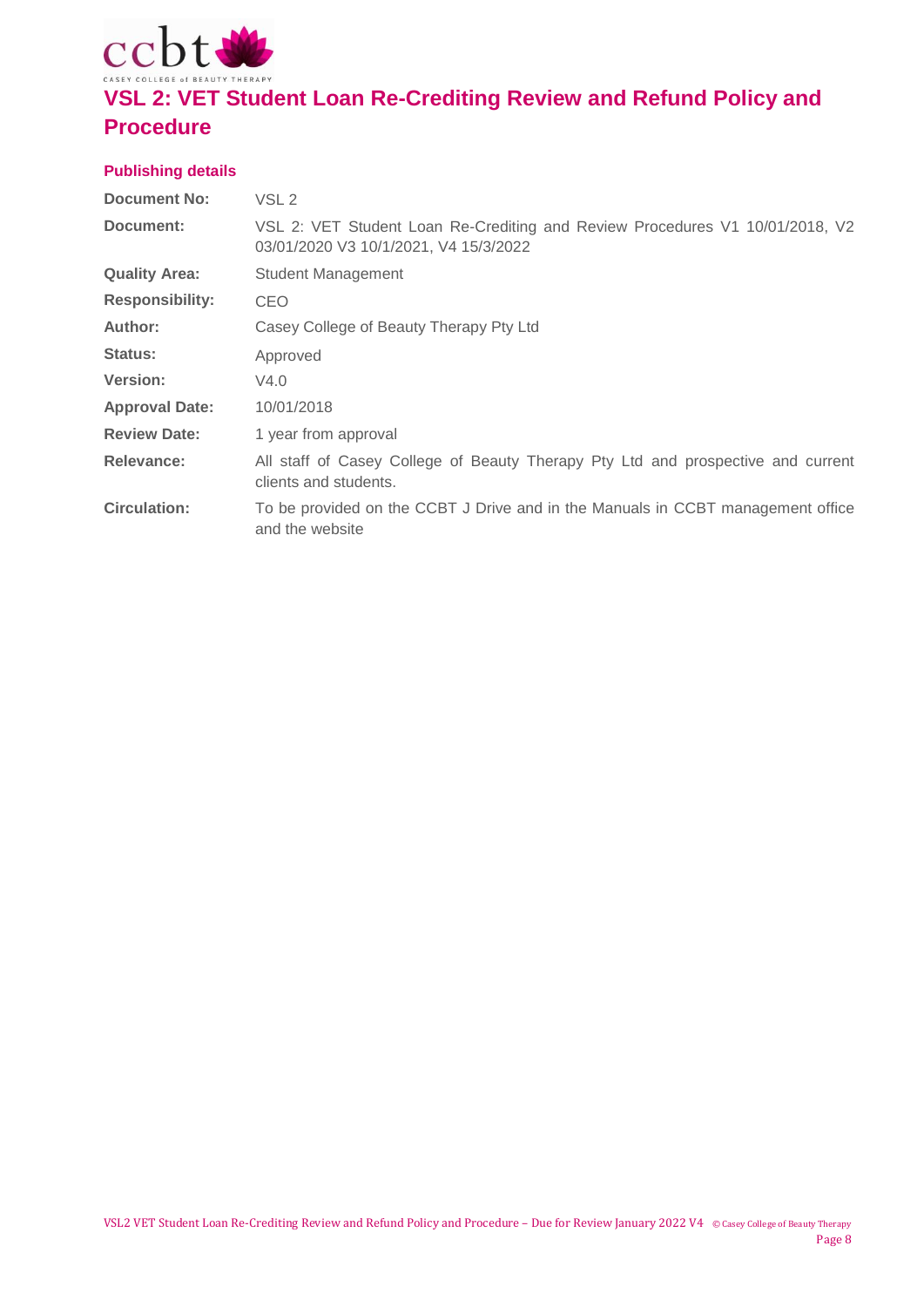# VSL 2: VET Student Loan Re-Crediting Review and Refund Policy and Procedure

## Publishing details

| | |
|---|---|
| **Document No:** | VSL 2 |
| **Document:** | VSL 2: VET Student Loan Re-Crediting and Review Procedures V1 10/01/2018, V2 03/01/2020 V3 10/1/2021, V4 15/3/2022 |
| **Quality Area:** | Student Management |
| **Responsibility:** | CEO |
| **Author:** | Casey College of Beauty Therapy Pty Ltd |
| **Status:** | Approved |
| **Version:** | V4.0 |
| **Approval Date:** | 10/01/2018 |
| **Review Date:** | 1 year from approval |
| **Relevance:** | All staff of Casey College of Beauty Therapy Pty Ltd and prospective and current clients and students. |
| **Circulation:** | To be provided on the CCBT J Drive and in the Manuals in CCBT management office and the website |